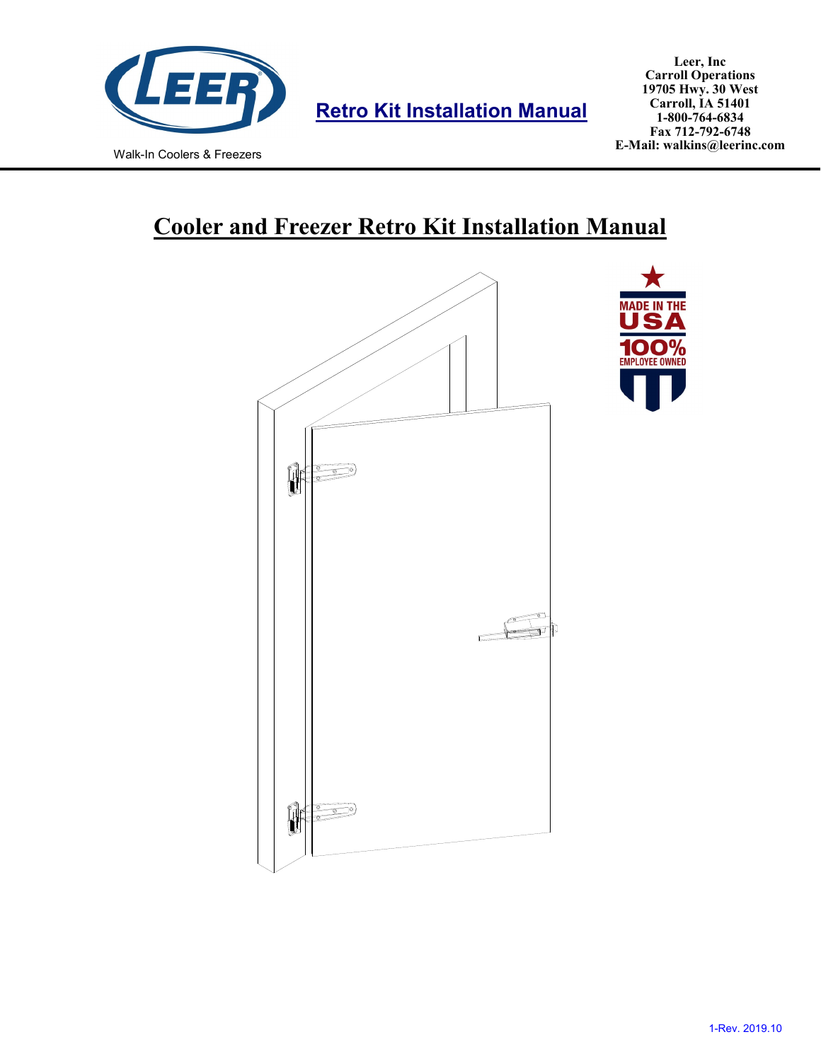Walk-In Coolers & Freezers

**Retro Kit Installation Manual**

**Leer, Inc**
**Carroll Operations**
**19705 Hwy. 30 West**
**Carroll, IA 51401**
**1-800-764-6834**
**Fax 712-792-6748**
**E-Mail: walkins@leerinc.com**

# Cooler and Freezer Retro Kit Installation Manual

MADE IN THE USA
100% EMPLOYEE OWNED

1-Rev. 2019.10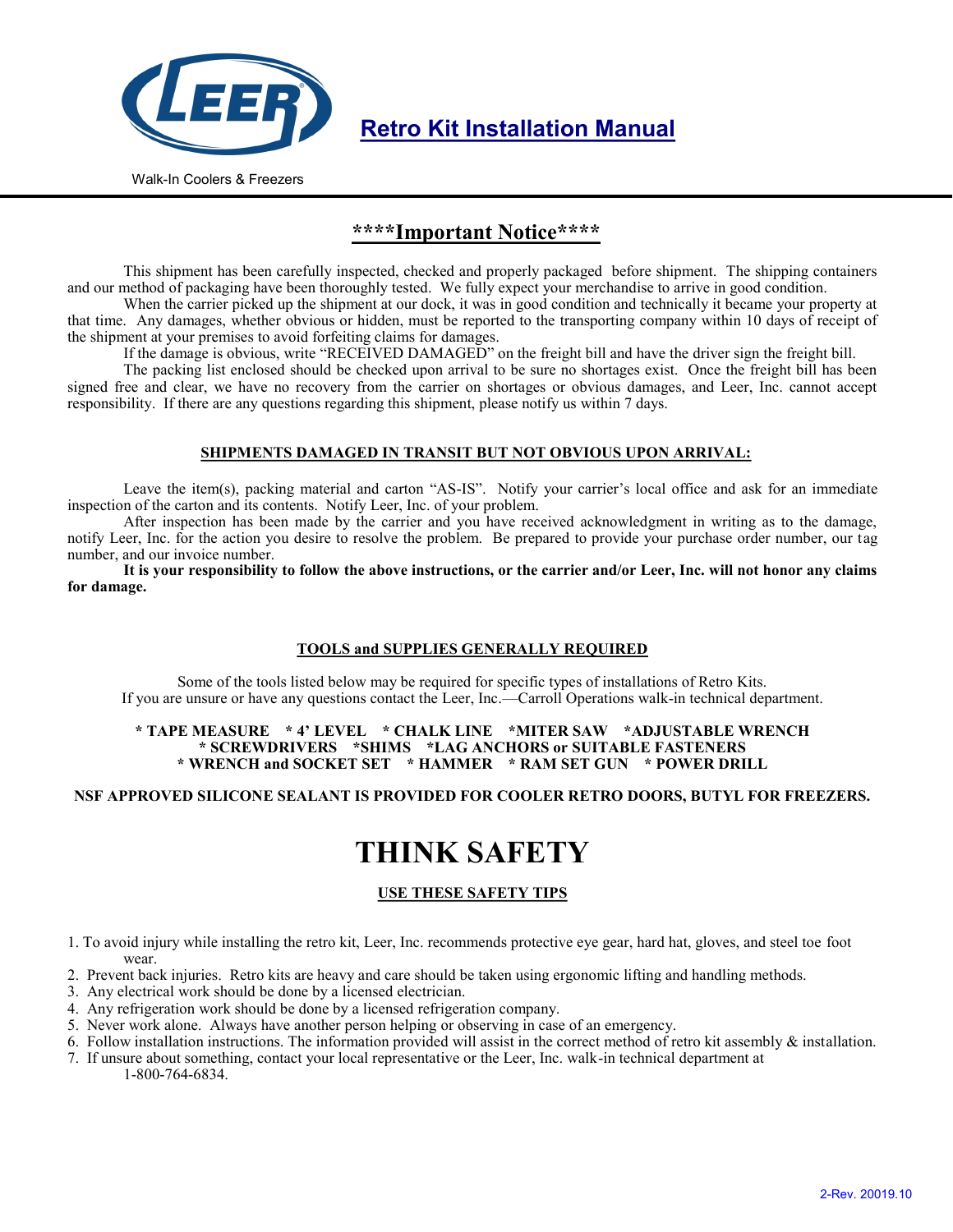# Retro Kit Installation Manual

Walk-In Coolers & Freezers

## \*\*\*\*Important Notice\*\*\*\*

This shipment has been carefully inspected, checked and properly packaged before shipment. The shipping containers and our method of packaging have been thoroughly tested. We fully expect your merchandise to arrive in good condition.

When the carrier picked up the shipment at our dock, it was in good condition and technically it became your property at that time. Any damages, whether obvious or hidden, must be reported to the transporting company within 10 days of receipt of the shipment at your premises to avoid forfeiting claims for damages.

If the damage is obvious, write "RECEIVED DAMAGED" on the freight bill and have the driver sign the freight bill.

The packing list enclosed should be checked upon arrival to be sure no shortages exist. Once the freight bill has been signed free and clear, we have no recovery from the carrier on shortages or obvious damages, and Leer, Inc. cannot accept responsibility. If there are any questions regarding this shipment, please notify us within 7 days.

### SHIPMENTS DAMAGED IN TRANSIT BUT NOT OBVIOUS UPON ARRIVAL:

Leave the item(s), packing material and carton "AS-IS". Notify your carrier's local office and ask for an immediate inspection of the carton and its contents. Notify Leer, Inc. of your problem.

After inspection has been made by the carrier and you have received acknowledgment in writing as to the damage, notify Leer, Inc. for the action you desire to resolve the problem. Be prepared to provide your purchase order number, our tag number, and our invoice number.

**It is your responsibility to follow the above instructions, or the carrier and/or Leer, Inc. will not honor any claims for damage.**

### TOOLS and SUPPLIES GENERALLY REQUIRED

Some of the tools listed below may be required for specific types of installations of Retro Kits.
If you are unsure or have any questions contact the Leer, Inc.—Carroll Operations walk-in technical department.

**\* TAPE MEASURE \* 4' LEVEL \* CHALK LINE \*MITER SAW \*ADJUSTABLE WRENCH**
**\* SCREWDRIVERS \*SHIMS \*LAG ANCHORS or SUITABLE FASTENERS**
**\* WRENCH and SOCKET SET \* HAMMER \* RAM SET GUN \* POWER DRILL**

**NSF APPROVED SILICONE SEALANT IS PROVIDED FOR COOLER RETRO DOORS, BUTYL FOR FREEZERS.**

# THINK SAFETY

### USE THESE SAFETY TIPS

1. To avoid injury while installing the retro kit, Leer, Inc. recommends protective eye gear, hard hat, gloves, and steel toe foot wear.
2. Prevent back injuries. Retro kits are heavy and care should be taken using ergonomic lifting and handling methods.
3. Any electrical work should be done by a licensed electrician.
4. Any refrigeration work should be done by a licensed refrigeration company.
5. Never work alone. Always have another person helping or observing in case of an emergency.
6. Follow installation instructions. The information provided will assist in the correct method of retro kit assembly & installation.
7. If unsure about something, contact your local representative or the Leer, Inc. walk-in technical department at 1-800-764-6834.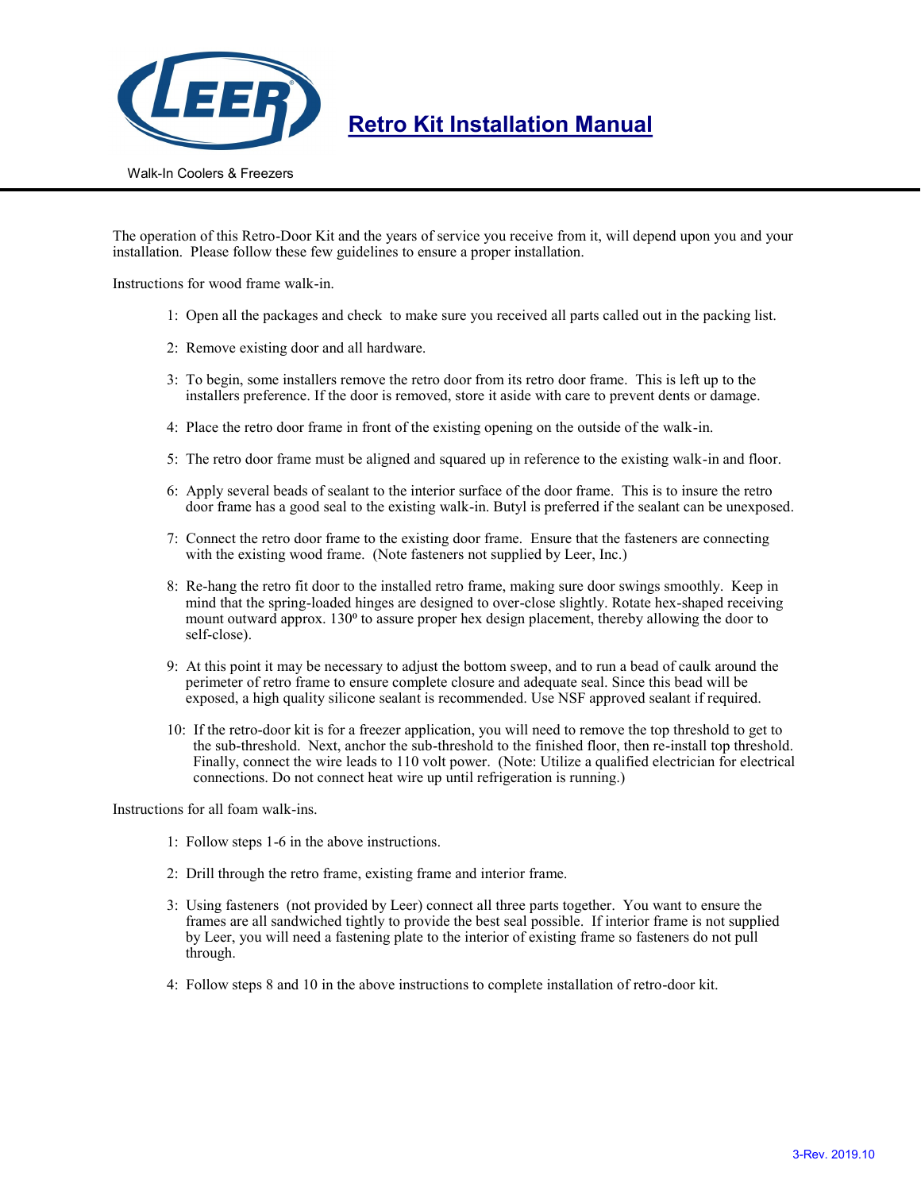# Retro Kit Installation Manual

Walk-In Coolers & Freezers

The operation of this Retro-Door Kit and the years of service you receive from it, will depend upon you and your installation. Please follow these few guidelines to ensure a proper installation.

Instructions for wood frame walk-in.

1: Open all the packages and check to make sure you received all parts called out in the packing list.

2: Remove existing door and all hardware.

3: To begin, some installers remove the retro door from its retro door frame. This is left up to the installers preference. If the door is removed, store it aside with care to prevent dents or damage.

4: Place the retro door frame in front of the existing opening on the outside of the walk-in.

5: The retro door frame must be aligned and squared up in reference to the existing walk-in and floor.

6: Apply several beads of sealant to the interior surface of the door frame. This is to insure the retro door frame has a good seal to the existing walk-in. Butyl is preferred if the sealant can be unexposed.

7: Connect the retro door frame to the existing door frame. Ensure that the fasteners are connecting with the existing wood frame. (Note fasteners not supplied by Leer, Inc.)

8: Re-hang the retro fit door to the installed retro frame, making sure door swings smoothly. Keep in mind that the spring-loaded hinges are designed to over-close slightly. Rotate hex-shaped receiving mount outward approx. 130º to assure proper hex design placement, thereby allowing the door to self-close).

9: At this point it may be necessary to adjust the bottom sweep, and to run a bead of caulk around the perimeter of retro frame to ensure complete closure and adequate seal. Since this bead will be exposed, a high quality silicone sealant is recommended. Use NSF approved sealant if required.

10: If the retro-door kit is for a freezer application, you will need to remove the top threshold to get to the sub-threshold. Next, anchor the sub-threshold to the finished floor, then re-install top threshold. Finally, connect the wire leads to 110 volt power. (Note: Utilize a qualified electrician for electrical connections. Do not connect heat wire up until refrigeration is running.)

Instructions for all foam walk-ins.

1: Follow steps 1-6 in the above instructions.

2: Drill through the retro frame, existing frame and interior frame.

3: Using fasteners (not provided by Leer) connect all three parts together. You want to ensure the frames are all sandwiched tightly to provide the best seal possible. If interior frame is not supplied by Leer, you will need a fastening plate to the interior of existing frame so fasteners do not pull through.

4: Follow steps 8 and 10 in the above instructions to complete installation of retro-door kit.

3-Rev. 2019.10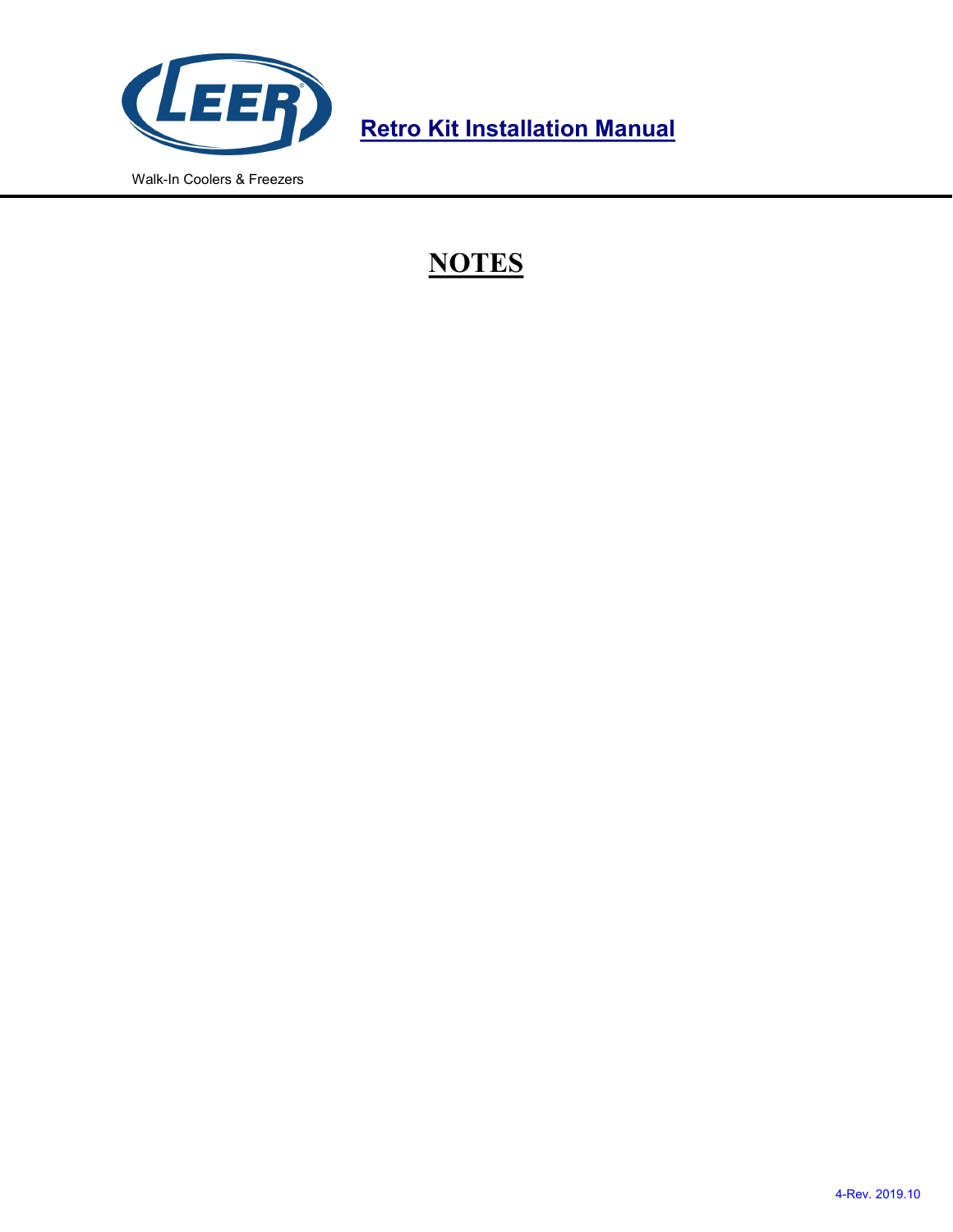# NOTES